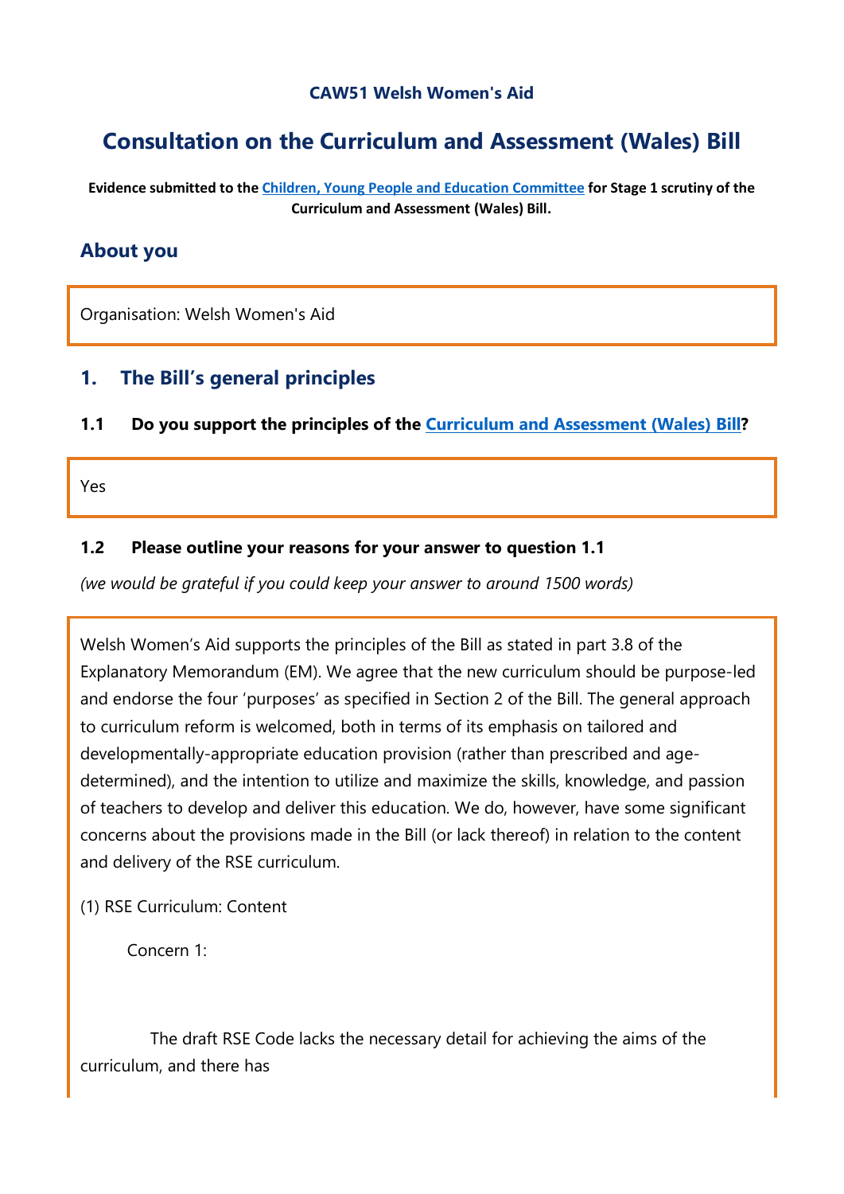**CAW51 Welsh Women's Aid**

# Consultation on the Curriculum and Assessment (Wales) Bill

**Evidence submitted to the Children, Young People and Education Committee for Stage 1 scrutiny of the Curriculum and Assessment (Wales) Bill.**

## About you

Organisation: Welsh Women's Aid

## 1. The Bill's general principles

### 1.1 Do you support the principles of the Curriculum and Assessment (Wales) Bill?

Yes

### 1.2 Please outline your reasons for your answer to question 1.1

*(we would be grateful if you could keep your answer to around 1500 words)*

Welsh Women's Aid supports the principles of the Bill as stated in part 3.8 of the Explanatory Memorandum (EM). We agree that the new curriculum should be purpose-led and endorse the four 'purposes' as specified in Section 2 of the Bill. The general approach to curriculum reform is welcomed, both in terms of its emphasis on tailored and developmentally-appropriate education provision (rather than prescribed and age-determined), and the intention to utilize and maximize the skills, knowledge, and passion of teachers to develop and deliver this education. We do, however, have some significant concerns about the provisions made in the Bill (or lack thereof) in relation to the content and delivery of the RSE curriculum.

(1) RSE Curriculum: Content

Concern 1:

The draft RSE Code lacks the necessary detail for achieving the aims of the curriculum, and there has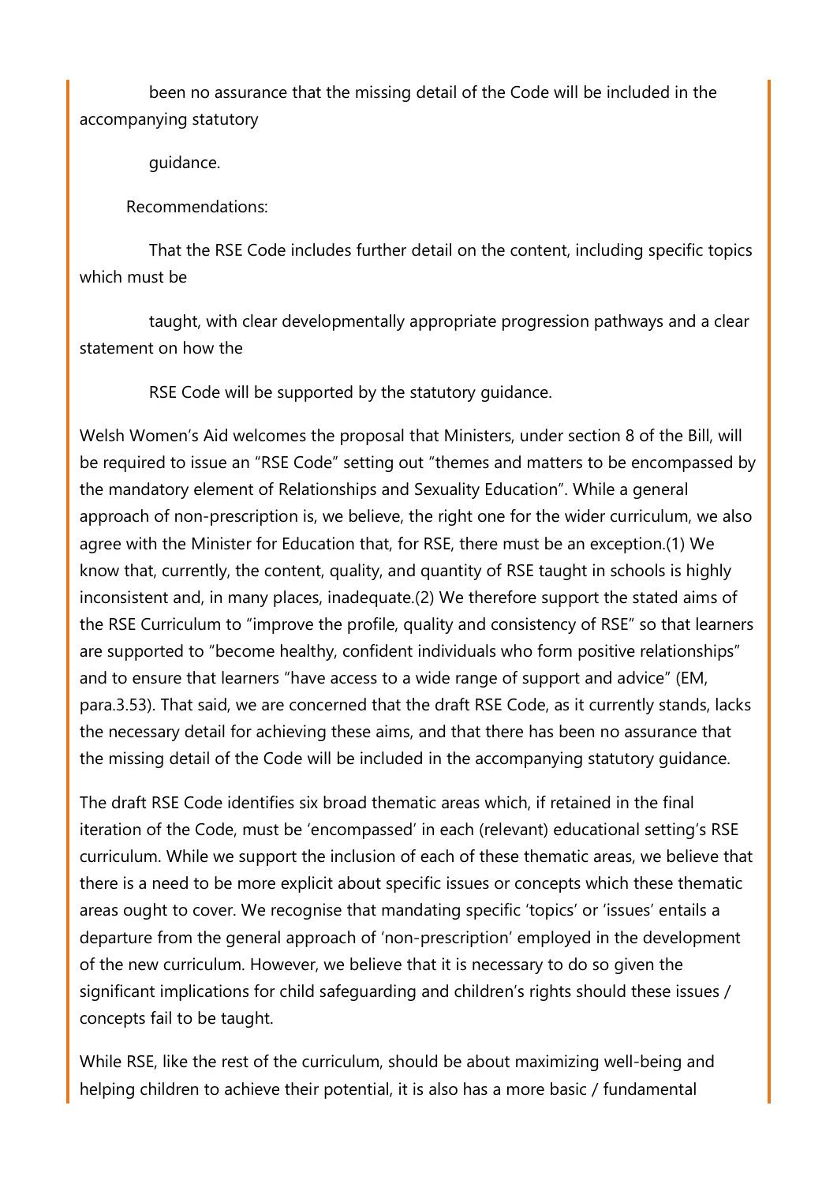been no assurance that the missing detail of the Code will be included in the accompanying statutory guidance.

Recommendations:

That the RSE Code includes further detail on the content, including specific topics which must be taught, with clear developmentally appropriate progression pathways and a clear statement on how the RSE Code will be supported by the statutory guidance.

Welsh Women's Aid welcomes the proposal that Ministers, under section 8 of the Bill, will be required to issue an "RSE Code" setting out "themes and matters to be encompassed by the mandatory element of Relationships and Sexuality Education". While a general approach of non-prescription is, we believe, the right one for the wider curriculum, we also agree with the Minister for Education that, for RSE, there must be an exception.(1) We know that, currently, the content, quality, and quantity of RSE taught in schools is highly inconsistent and, in many places, inadequate.(2) We therefore support the stated aims of the RSE Curriculum to "improve the profile, quality and consistency of RSE" so that learners are supported to "become healthy, confident individuals who form positive relationships" and to ensure that learners "have access to a wide range of support and advice" (EM, para.3.53). That said, we are concerned that the draft RSE Code, as it currently stands, lacks the necessary detail for achieving these aims, and that there has been no assurance that the missing detail of the Code will be included in the accompanying statutory guidance.

The draft RSE Code identifies six broad thematic areas which, if retained in the final iteration of the Code, must be 'encompassed' in each (relevant) educational setting's RSE curriculum. While we support the inclusion of each of these thematic areas, we believe that there is a need to be more explicit about specific issues or concepts which these thematic areas ought to cover. We recognise that mandating specific 'topics' or 'issues' entails a departure from the general approach of 'non-prescription' employed in the development of the new curriculum. However, we believe that it is necessary to do so given the significant implications for child safeguarding and children's rights should these issues / concepts fail to be taught.

While RSE, like the rest of the curriculum, should be about maximizing well-being and helping children to achieve their potential, it is also has a more basic / fundamental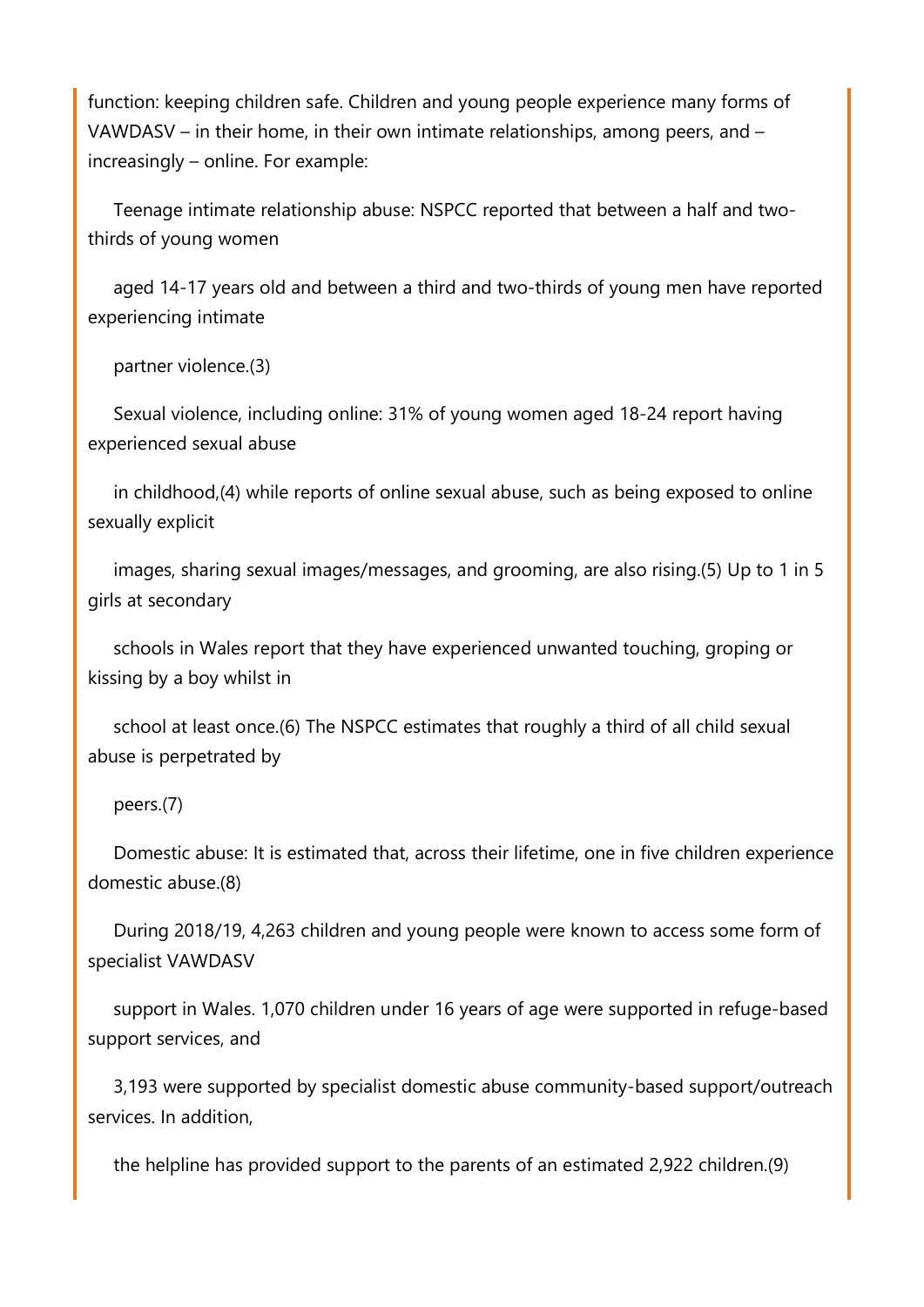function: keeping children safe. Children and young people experience many forms of VAWDASV – in their home, in their own intimate relationships, among peers, and – increasingly – online. For example:

Teenage intimate relationship abuse: NSPCC reported that between a half and two-thirds of young women aged 14-17 years old and between a third and two-thirds of young men have reported experiencing intimate partner violence.(3)

Sexual violence, including online: 31% of young women aged 18-24 report having experienced sexual abuse in childhood,(4) while reports of online sexual abuse, such as being exposed to online sexually explicit images, sharing sexual images/messages, and grooming, are also rising.(5) Up to 1 in 5 girls at secondary schools in Wales report that they have experienced unwanted touching, groping or kissing by a boy whilst in school at least once.(6) The NSPCC estimates that roughly a third of all child sexual abuse is perpetrated by peers.(7)

Domestic abuse: It is estimated that, across their lifetime, one in five children experience domestic abuse.(8)

During 2018/19, 4,263 children and young people were known to access some form of specialist VAWDASV support in Wales. 1,070 children under 16 years of age were supported in refuge-based support services, and 3,193 were supported by specialist domestic abuse community-based support/outreach services. In addition, the helpline has provided support to the parents of an estimated 2,922 children.(9)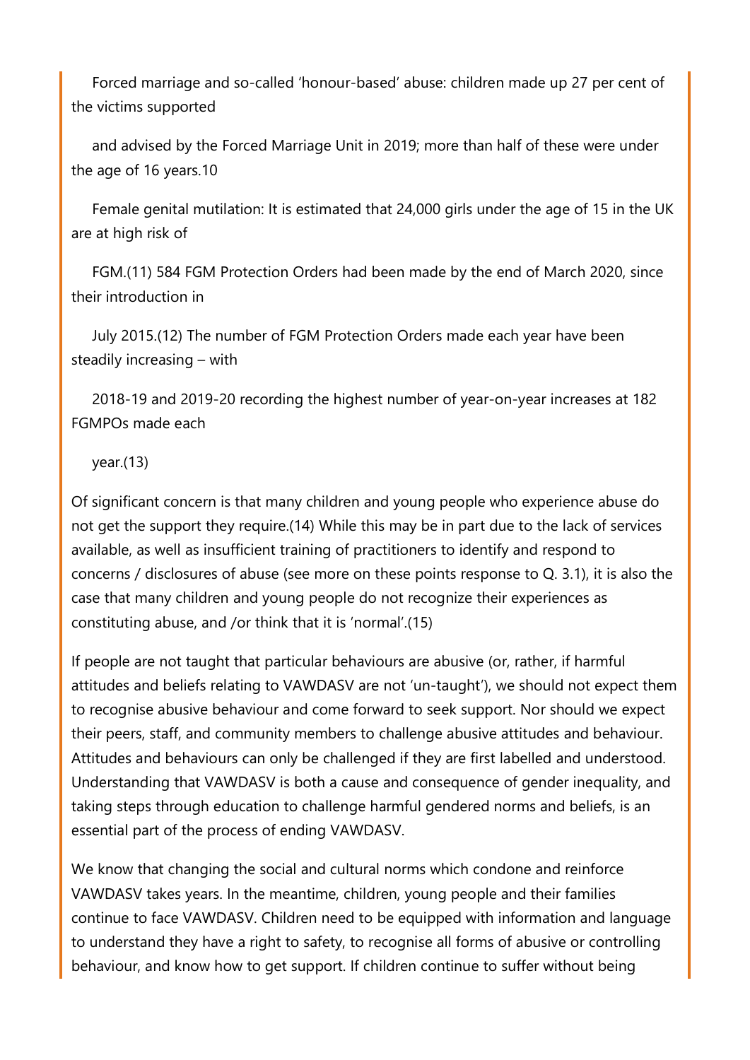Forced marriage and so-called 'honour-based' abuse: children made up 27 per cent of the victims supported and advised by the Forced Marriage Unit in 2019; more than half of these were under the age of 16 years.10

Female genital mutilation: It is estimated that 24,000 girls under the age of 15 in the UK are at high risk of FGM.(11) 584 FGM Protection Orders had been made by the end of March 2020, since their introduction in July 2015.(12) The number of FGM Protection Orders made each year have been steadily increasing – with 2018-19 and 2019-20 recording the highest number of year-on-year increases at 182 FGMPOs made each year.(13)

Of significant concern is that many children and young people who experience abuse do not get the support they require.(14) While this may be in part due to the lack of services available, as well as insufficient training of practitioners to identify and respond to concerns / disclosures of abuse (see more on these points response to Q. 3.1), it is also the case that many children and young people do not recognize their experiences as constituting abuse, and /or think that it is 'normal'.(15)

If people are not taught that particular behaviours are abusive (or, rather, if harmful attitudes and beliefs relating to VAWDASV are not 'un-taught'), we should not expect them to recognise abusive behaviour and come forward to seek support. Nor should we expect their peers, staff, and community members to challenge abusive attitudes and behaviour. Attitudes and behaviours can only be challenged if they are first labelled and understood. Understanding that VAWDASV is both a cause and consequence of gender inequality, and taking steps through education to challenge harmful gendered norms and beliefs, is an essential part of the process of ending VAWDASV.

We know that changing the social and cultural norms which condone and reinforce VAWDASV takes years. In the meantime, children, young people and their families continue to face VAWDASV. Children need to be equipped with information and language to understand they have a right to safety, to recognise all forms of abusive or controlling behaviour, and know how to get support. If children continue to suffer without being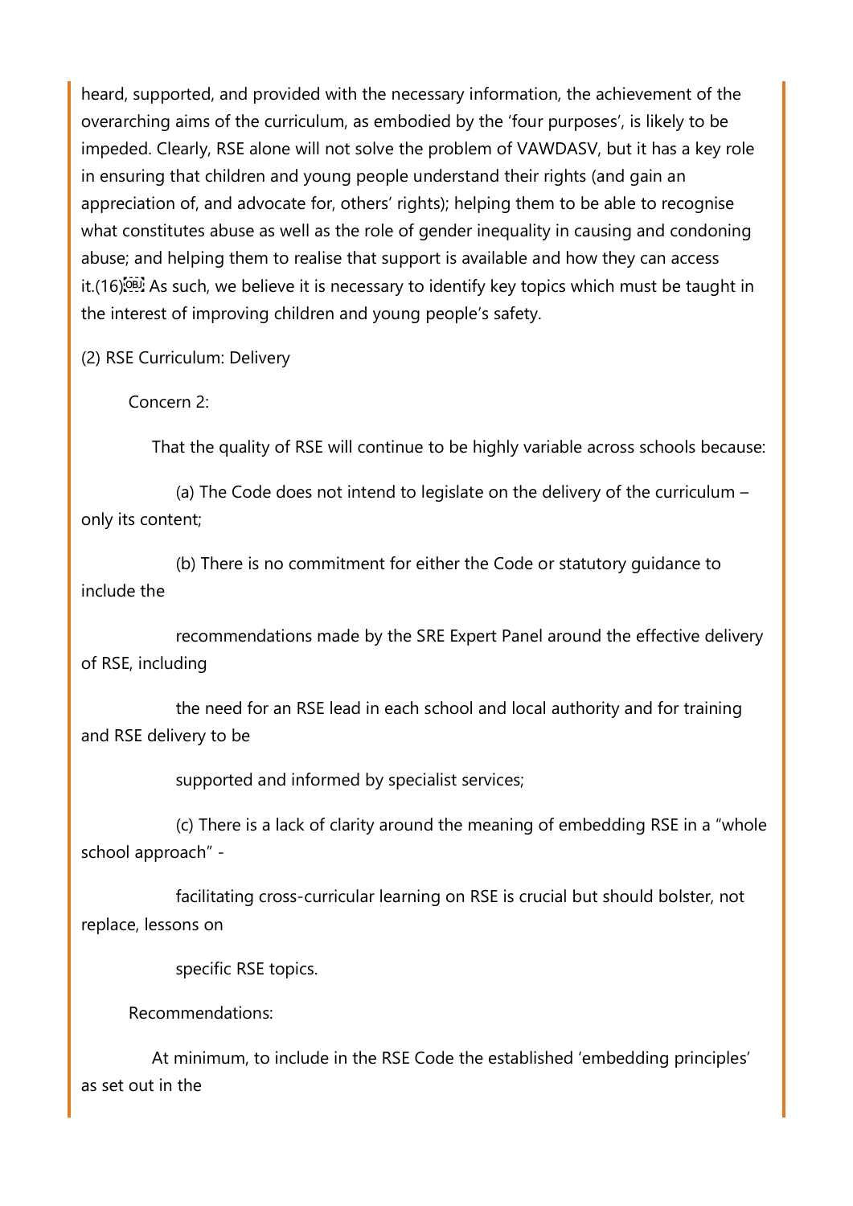heard, supported, and provided with the necessary information, the achievement of the overarching aims of the curriculum, as embodied by the 'four purposes', is likely to be impeded. Clearly, RSE alone will not solve the problem of VAWDASV, but it has a key role in ensuring that children and young people understand their rights (and gain an appreciation of, and advocate for, others' rights); helping them to be able to recognise what constitutes abuse as well as the role of gender inequality in causing and condoning abuse; and helping them to realise that support is available and how they can access it.(16) As such, we believe it is necessary to identify key topics which must be taught in the interest of improving children and young people's safety.

(2) RSE Curriculum: Delivery

Concern 2:

That the quality of RSE will continue to be highly variable across schools because:

(a) The Code does not intend to legislate on the delivery of the curriculum – only its content;

(b) There is no commitment for either the Code or statutory guidance to include the recommendations made by the SRE Expert Panel around the effective delivery of RSE, including the need for an RSE lead in each school and local authority and for training and RSE delivery to be supported and informed by specialist services;

(c) There is a lack of clarity around the meaning of embedding RSE in a "whole school approach" - facilitating cross-curricular learning on RSE is crucial but should bolster, not replace, lessons on specific RSE topics.

Recommendations:

At minimum, to include in the RSE Code the established 'embedding principles' as set out in the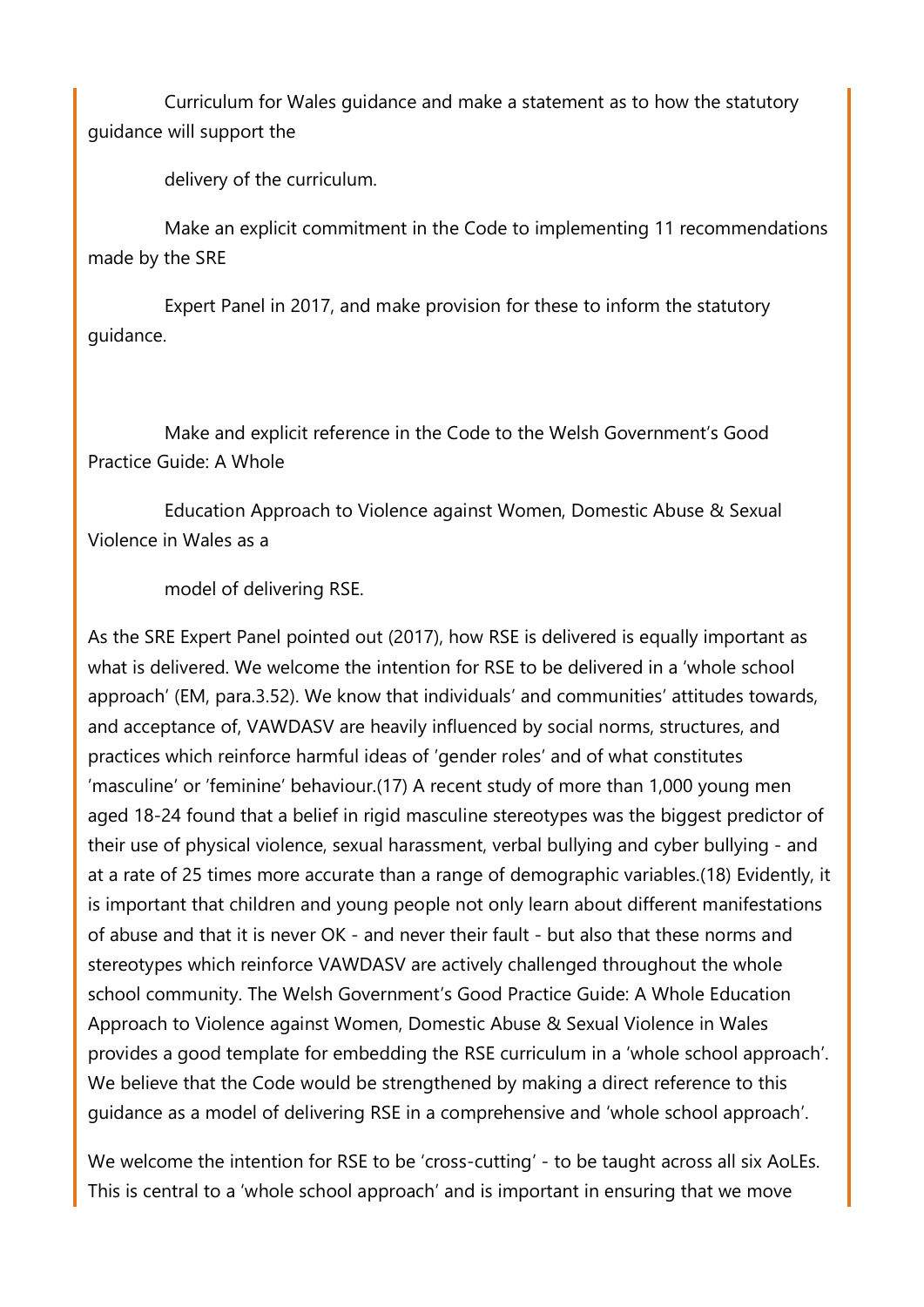Curriculum for Wales guidance and make a statement as to how the statutory guidance will support the delivery of the curriculum.

Make an explicit commitment in the Code to implementing 11 recommendations made by the SRE Expert Panel in 2017, and make provision for these to inform the statutory guidance.

Make and explicit reference in the Code to the Welsh Government's Good Practice Guide: A Whole Education Approach to Violence against Women, Domestic Abuse & Sexual Violence in Wales as a model of delivering RSE.

As the SRE Expert Panel pointed out (2017), how RSE is delivered is equally important as what is delivered. We welcome the intention for RSE to be delivered in a 'whole school approach' (EM, para.3.52). We know that individuals' and communities' attitudes towards, and acceptance of, VAWDASV are heavily influenced by social norms, structures, and practices which reinforce harmful ideas of 'gender roles' and of what constitutes 'masculine' or 'feminine' behaviour.(17) A recent study of more than 1,000 young men aged 18-24 found that a belief in rigid masculine stereotypes was the biggest predictor of their use of physical violence, sexual harassment, verbal bullying and cyber bullying - and at a rate of 25 times more accurate than a range of demographic variables.(18) Evidently, it is important that children and young people not only learn about different manifestations of abuse and that it is never OK - and never their fault - but also that these norms and stereotypes which reinforce VAWDASV are actively challenged throughout the whole school community. The Welsh Government's Good Practice Guide: A Whole Education Approach to Violence against Women, Domestic Abuse & Sexual Violence in Wales provides a good template for embedding the RSE curriculum in a 'whole school approach'. We believe that the Code would be strengthened by making a direct reference to this guidance as a model of delivering RSE in a comprehensive and 'whole school approach'.

We welcome the intention for RSE to be 'cross-cutting' - to be taught across all six AoLEs. This is central to a 'whole school approach' and is important in ensuring that we move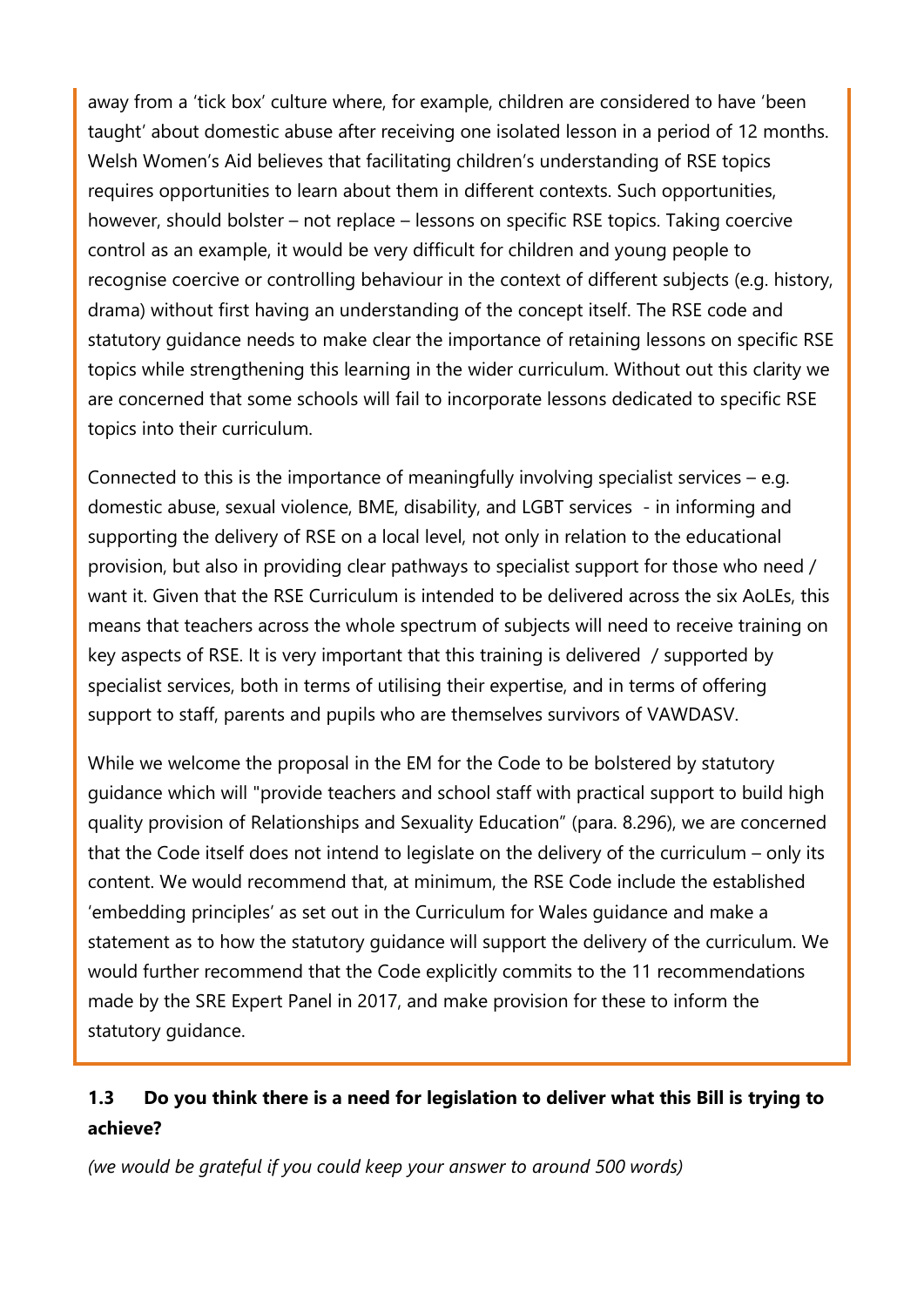away from a 'tick box' culture where, for example, children are considered to have 'been taught' about domestic abuse after receiving one isolated lesson in a period of 12 months. Welsh Women's Aid believes that facilitating children's understanding of RSE topics requires opportunities to learn about them in different contexts. Such opportunities, however, should bolster – not replace – lessons on specific RSE topics. Taking coercive control as an example, it would be very difficult for children and young people to recognise coercive or controlling behaviour in the context of different subjects (e.g. history, drama) without first having an understanding of the concept itself. The RSE code and statutory guidance needs to make clear the importance of retaining lessons on specific RSE topics while strengthening this learning in the wider curriculum. Without out this clarity we are concerned that some schools will fail to incorporate lessons dedicated to specific RSE topics into their curriculum.

Connected to this is the importance of meaningfully involving specialist services – e.g. domestic abuse, sexual violence, BME, disability, and LGBT services - in informing and supporting the delivery of RSE on a local level, not only in relation to the educational provision, but also in providing clear pathways to specialist support for those who need / want it. Given that the RSE Curriculum is intended to be delivered across the six AoLEs, this means that teachers across the whole spectrum of subjects will need to receive training on key aspects of RSE. It is very important that this training is delivered / supported by specialist services, both in terms of utilising their expertise, and in terms of offering support to staff, parents and pupils who are themselves survivors of VAWDASV.

While we welcome the proposal in the EM for the Code to be bolstered by statutory guidance which will "provide teachers and school staff with practical support to build high quality provision of Relationships and Sexuality Education" (para. 8.296), we are concerned that the Code itself does not intend to legislate on the delivery of the curriculum – only its content. We would recommend that, at minimum, the RSE Code include the established 'embedding principles' as set out in the Curriculum for Wales guidance and make a statement as to how the statutory guidance will support the delivery of the curriculum. We would further recommend that the Code explicitly commits to the 11 recommendations made by the SRE Expert Panel in 2017, and make provision for these to inform the statutory guidance.

### 1.3 Do you think there is a need for legislation to deliver what this Bill is trying to achieve?

*(we would be grateful if you could keep your answer to around 500 words)*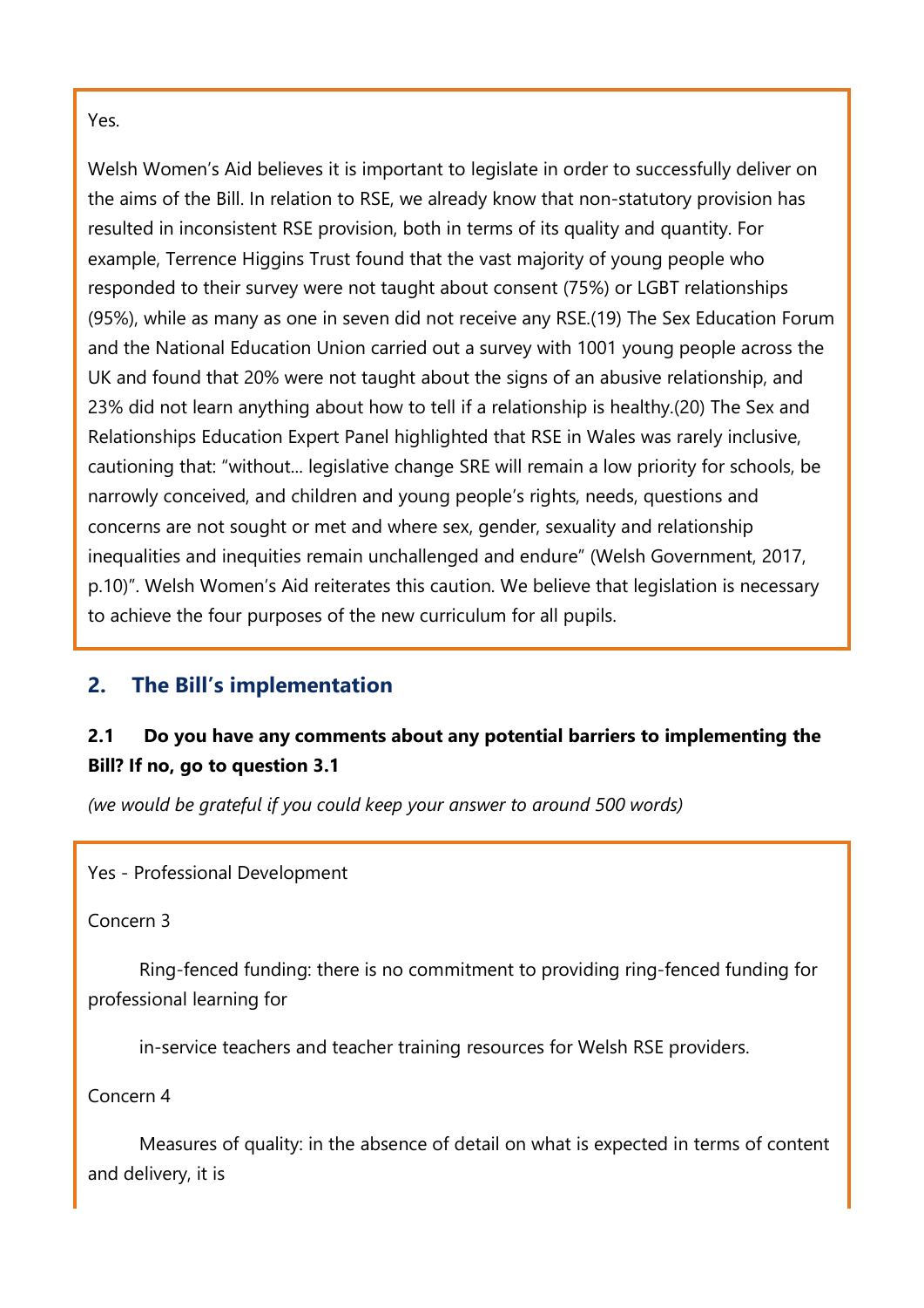Yes.

Welsh Women's Aid believes it is important to legislate in order to successfully deliver on the aims of the Bill. In relation to RSE, we already know that non-statutory provision has resulted in inconsistent RSE provision, both in terms of its quality and quantity. For example, Terrence Higgins Trust found that the vast majority of young people who responded to their survey were not taught about consent (75%) or LGBT relationships (95%), while as many as one in seven did not receive any RSE.(19) The Sex Education Forum and the National Education Union carried out a survey with 1001 young people across the UK and found that 20% were not taught about the signs of an abusive relationship, and 23% did not learn anything about how to tell if a relationship is healthy.(20) The Sex and Relationships Education Expert Panel highlighted that RSE in Wales was rarely inclusive, cautioning that: "without... legislative change SRE will remain a low priority for schools, be narrowly conceived, and children and young people's rights, needs, questions and concerns are not sought or met and where sex, gender, sexuality and relationship inequalities and inequities remain unchallenged and endure" (Welsh Government, 2017, p.10)". Welsh Women's Aid reiterates this caution. We believe that legislation is necessary to achieve the four purposes of the new curriculum for all pupils.

## 2. The Bill's implementation

**2.1 Do you have any comments about any potential barriers to implementing the Bill? If no, go to question 3.1**

*(we would be grateful if you could keep your answer to around 500 words)*

Yes - Professional Development

Concern 3

Ring-fenced funding: there is no commitment to providing ring-fenced funding for professional learning for

in-service teachers and teacher training resources for Welsh RSE providers.

Concern 4

Measures of quality: in the absence of detail on what is expected in terms of content and delivery, it is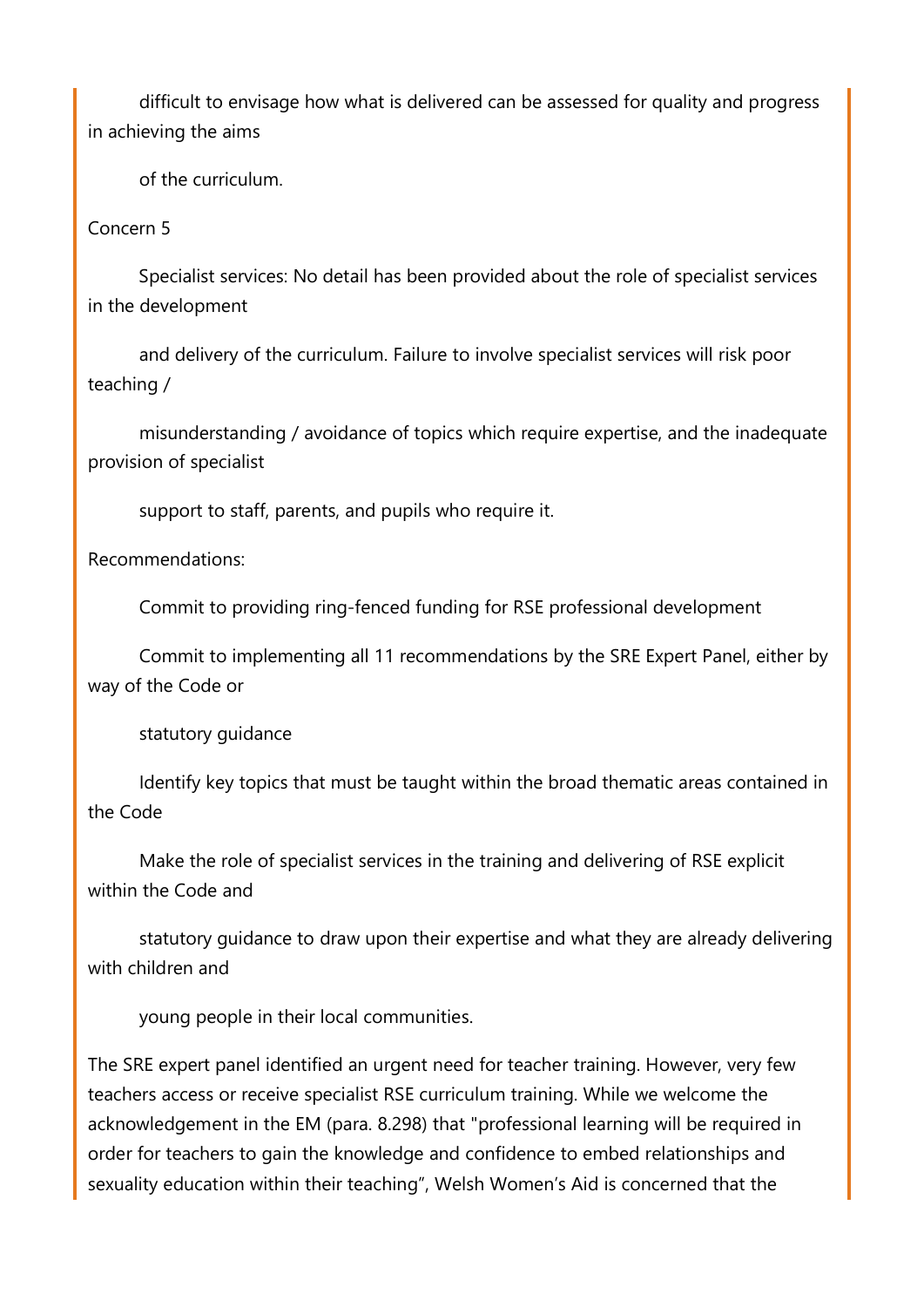difficult to envisage how what is delivered can be assessed for quality and progress in achieving the aims of the curriculum.

Concern 5

Specialist services: No detail has been provided about the role of specialist services in the development and delivery of the curriculum. Failure to involve specialist services will risk poor teaching / misunderstanding / avoidance of topics which require expertise, and the inadequate provision of specialist support to staff, parents, and pupils who require it.

Recommendations:

- Commit to providing ring-fenced funding for RSE professional development
- Commit to implementing all 11 recommendations by the SRE Expert Panel, either by way of the Code or statutory guidance
- Identify key topics that must be taught within the broad thematic areas contained in the Code
- Make the role of specialist services in the training and delivering of RSE explicit within the Code and statutory guidance to draw upon their expertise and what they are already delivering with children and young people in their local communities.

The SRE expert panel identified an urgent need for teacher training. However, very few teachers access or receive specialist RSE curriculum training. While we welcome the acknowledgement in the EM (para. 8.298) that "professional learning will be required in order for teachers to gain the knowledge and confidence to embed relationships and sexuality education within their teaching", Welsh Women's Aid is concerned that the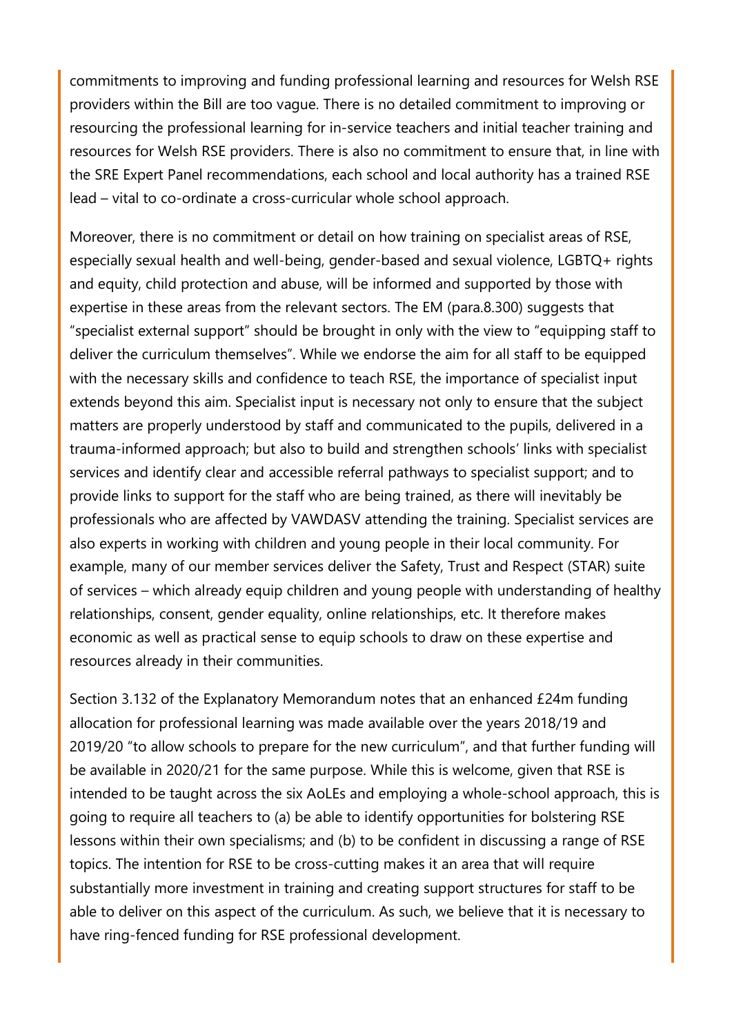commitments to improving and funding professional learning and resources for Welsh RSE providers within the Bill are too vague. There is no detailed commitment to improving or resourcing the professional learning for in-service teachers and initial teacher training and resources for Welsh RSE providers. There is also no commitment to ensure that, in line with the SRE Expert Panel recommendations, each school and local authority has a trained RSE lead – vital to co-ordinate a cross-curricular whole school approach.

Moreover, there is no commitment or detail on how training on specialist areas of RSE, especially sexual health and well-being, gender-based and sexual violence, LGBTQ+ rights and equity, child protection and abuse, will be informed and supported by those with expertise in these areas from the relevant sectors. The EM (para.8.300) suggests that "specialist external support" should be brought in only with the view to "equipping staff to deliver the curriculum themselves". While we endorse the aim for all staff to be equipped with the necessary skills and confidence to teach RSE, the importance of specialist input extends beyond this aim. Specialist input is necessary not only to ensure that the subject matters are properly understood by staff and communicated to the pupils, delivered in a trauma-informed approach; but also to build and strengthen schools' links with specialist services and identify clear and accessible referral pathways to specialist support; and to provide links to support for the staff who are being trained, as there will inevitably be professionals who are affected by VAWDASV attending the training. Specialist services are also experts in working with children and young people in their local community. For example, many of our member services deliver the Safety, Trust and Respect (STAR) suite of services – which already equip children and young people with understanding of healthy relationships, consent, gender equality, online relationships, etc. It therefore makes economic as well as practical sense to equip schools to draw on these expertise and resources already in their communities.

Section 3.132 of the Explanatory Memorandum notes that an enhanced £24m funding allocation for professional learning was made available over the years 2018/19 and 2019/20 "to allow schools to prepare for the new curriculum", and that further funding will be available in 2020/21 for the same purpose. While this is welcome, given that RSE is intended to be taught across the six AoLEs and employing a whole-school approach, this is going to require all teachers to (a) be able to identify opportunities for bolstering RSE lessons within their own specialisms; and (b) to be confident in discussing a range of RSE topics. The intention for RSE to be cross-cutting makes it an area that will require substantially more investment in training and creating support structures for staff to be able to deliver on this aspect of the curriculum. As such, we believe that it is necessary to have ring-fenced funding for RSE professional development.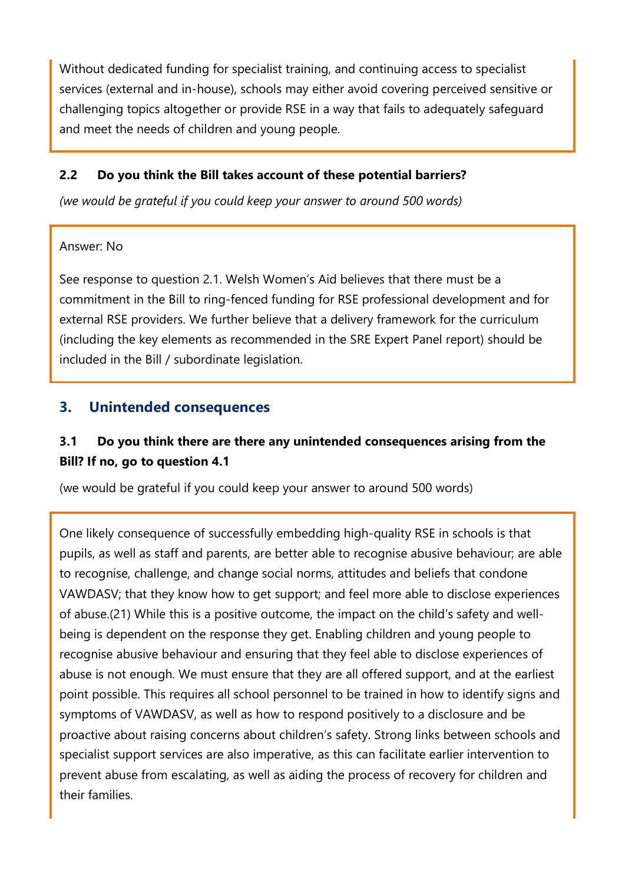Without dedicated funding for specialist training, and continuing access to specialist services (external and in-house), schools may either avoid covering perceived sensitive or challenging topics altogether or provide RSE in a way that fails to adequately safeguard and meet the needs of children and young people.

**2.2 Do you think the Bill takes account of these potential barriers?**

*(we would be grateful if you could keep your answer to around 500 words)*

Answer: No

See response to question 2.1. Welsh Women's Aid believes that there must be a commitment in the Bill to ring-fenced funding for RSE professional development and for external RSE providers. We further believe that a delivery framework for the curriculum (including the key elements as recommended in the SRE Expert Panel report) should be included in the Bill / subordinate legislation.

## 3. Unintended consequences

**3.1 Do you think there are there any unintended consequences arising from the Bill? If no, go to question 4.1**

(we would be grateful if you could keep your answer to around 500 words)

One likely consequence of successfully embedding high-quality RSE in schools is that pupils, as well as staff and parents, are better able to recognise abusive behaviour; are able to recognise, challenge, and change social norms, attitudes and beliefs that condone VAWDASV; that they know how to get support; and feel more able to disclose experiences of abuse.(21) While this is a positive outcome, the impact on the child's safety and well-being is dependent on the response they get. Enabling children and young people to recognise abusive behaviour and ensuring that they feel able to disclose experiences of abuse is not enough. We must ensure that they are all offered support, and at the earliest point possible. This requires all school personnel to be trained in how to identify signs and symptoms of VAWDASV, as well as how to respond positively to a disclosure and be proactive about raising concerns about children's safety. Strong links between schools and specialist support services are also imperative, as this can facilitate earlier intervention to prevent abuse from escalating, as well as aiding the process of recovery for children and their families.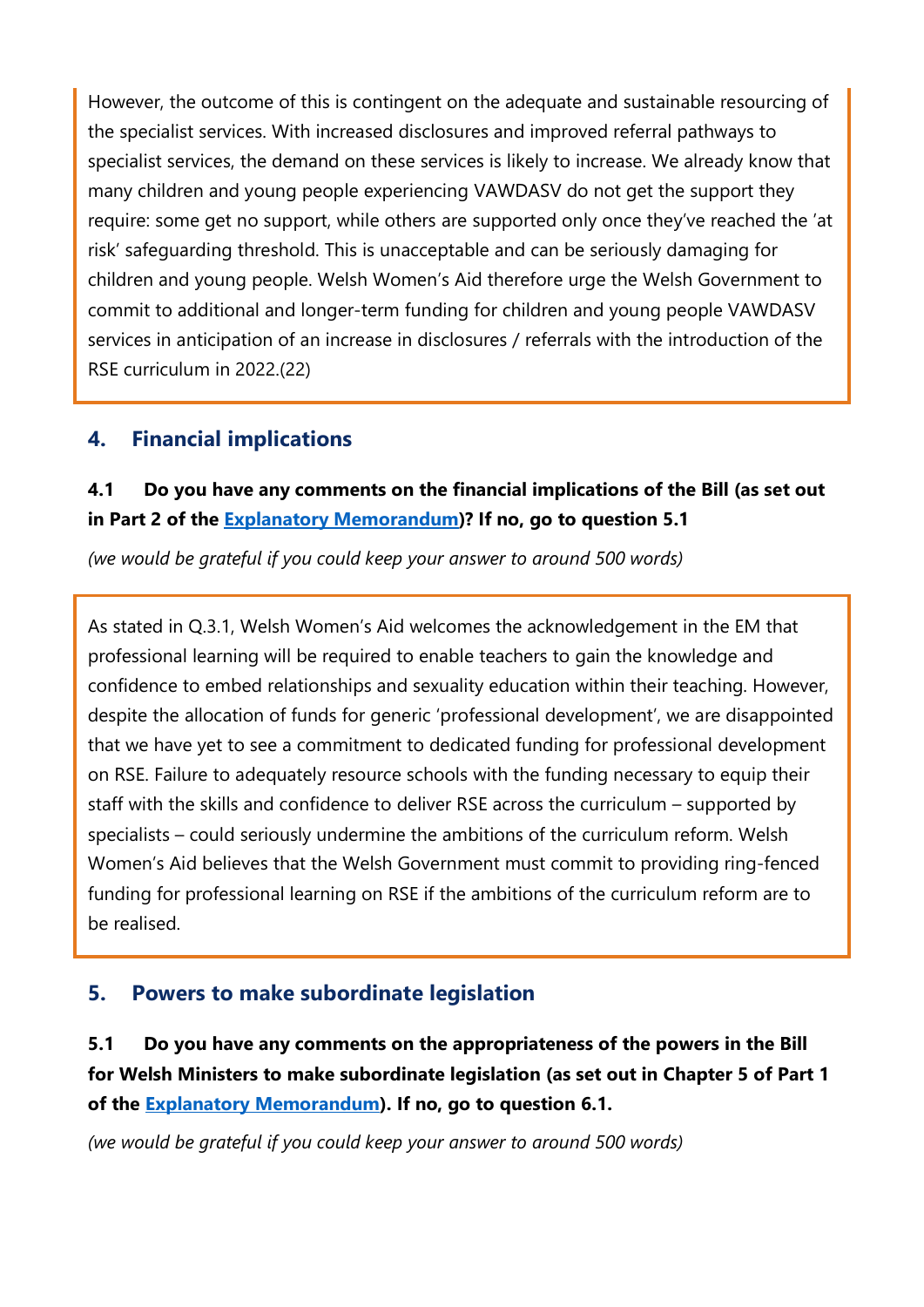However, the outcome of this is contingent on the adequate and sustainable resourcing of the specialist services. With increased disclosures and improved referral pathways to specialist services, the demand on these services is likely to increase. We already know that many children and young people experiencing VAWDASV do not get the support they require: some get no support, while others are supported only once they've reached the 'at risk' safeguarding threshold. This is unacceptable and can be seriously damaging for children and young people. Welsh Women's Aid therefore urge the Welsh Government to commit to additional and longer-term funding for children and young people VAWDASV services in anticipation of an increase in disclosures / referrals with the introduction of the RSE curriculum in 2022.(22)

## 4. Financial implications

**4.1 Do you have any comments on the financial implications of the Bill (as set out in Part 2 of the [Explanatory Memorandum](#))? If no, go to question 5.1**

*(we would be grateful if you could keep your answer to around 500 words)*

As stated in Q.3.1, Welsh Women's Aid welcomes the acknowledgement in the EM that professional learning will be required to enable teachers to gain the knowledge and confidence to embed relationships and sexuality education within their teaching. However, despite the allocation of funds for generic 'professional development', we are disappointed that we have yet to see a commitment to dedicated funding for professional development on RSE. Failure to adequately resource schools with the funding necessary to equip their staff with the skills and confidence to deliver RSE across the curriculum – supported by specialists – could seriously undermine the ambitions of the curriculum reform. Welsh Women's Aid believes that the Welsh Government must commit to providing ring-fenced funding for professional learning on RSE if the ambitions of the curriculum reform are to be realised.

## 5. Powers to make subordinate legislation

**5.1 Do you have any comments on the appropriateness of the powers in the Bill for Welsh Ministers to make subordinate legislation (as set out in Chapter 5 of Part 1 of the [Explanatory Memorandum](#)). If no, go to question 6.1.**

*(we would be grateful if you could keep your answer to around 500 words)*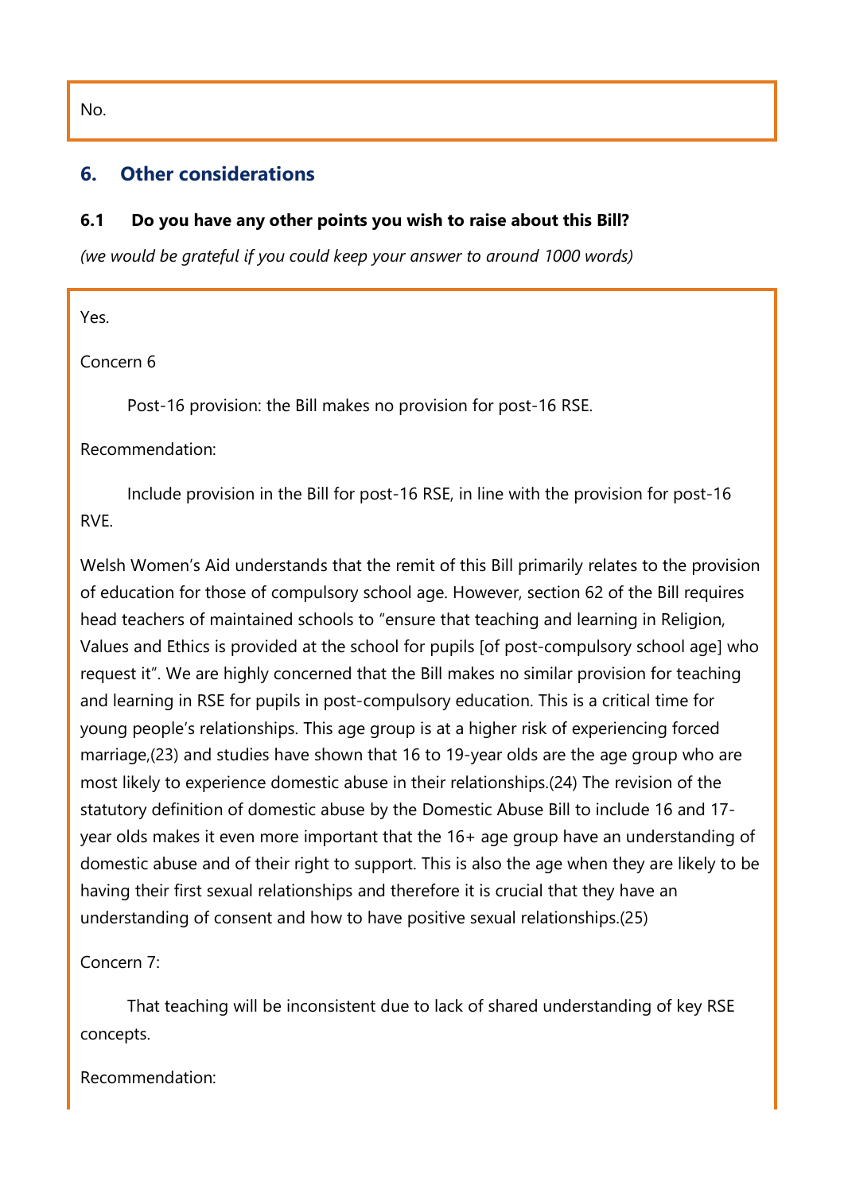No.

## 6. Other considerations

### 6.1 Do you have any other points you wish to raise about this Bill?

*(we would be grateful if you could keep your answer to around 1000 words)*

Yes.

Concern 6

Post-16 provision: the Bill makes no provision for post-16 RSE.

Recommendation:

Include provision in the Bill for post-16 RSE, in line with the provision for post-16 RVE.

Welsh Women's Aid understands that the remit of this Bill primarily relates to the provision of education for those of compulsory school age. However, section 62 of the Bill requires head teachers of maintained schools to "ensure that teaching and learning in Religion, Values and Ethics is provided at the school for pupils [of post-compulsory school age] who request it". We are highly concerned that the Bill makes no similar provision for teaching and learning in RSE for pupils in post-compulsory education. This is a critical time for young people's relationships. This age group is at a higher risk of experiencing forced marriage,(23) and studies have shown that 16 to 19-year olds are the age group who are most likely to experience domestic abuse in their relationships.(24) The revision of the statutory definition of domestic abuse by the Domestic Abuse Bill to include 16 and 17-year olds makes it even more important that the 16+ age group have an understanding of domestic abuse and of their right to support. This is also the age when they are likely to be having their first sexual relationships and therefore it is crucial that they have an understanding of consent and how to have positive sexual relationships.(25)

Concern 7:

That teaching will be inconsistent due to lack of shared understanding of key RSE concepts.

Recommendation: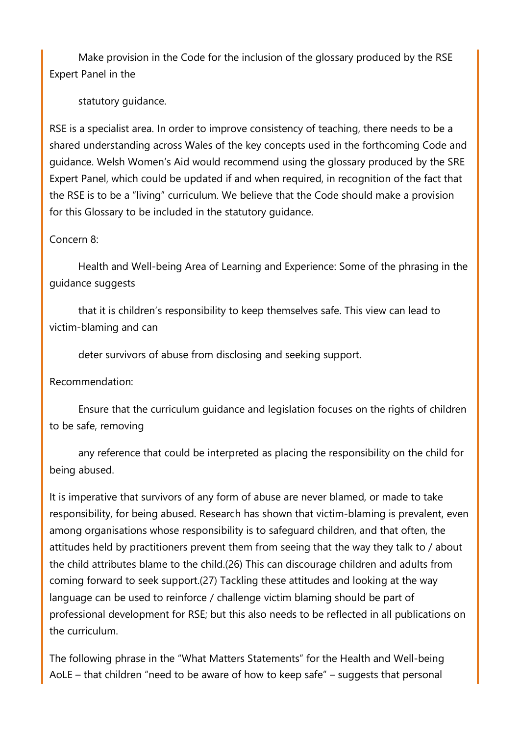Make provision in the Code for the inclusion of the glossary produced by the RSE Expert Panel in the statutory guidance.

RSE is a specialist area. In order to improve consistency of teaching, there needs to be a shared understanding across Wales of the key concepts used in the forthcoming Code and guidance. Welsh Women's Aid would recommend using the glossary produced by the SRE Expert Panel, which could be updated if and when required, in recognition of the fact that the RSE is to be a "living" curriculum. We believe that the Code should make a provision for this Glossary to be included in the statutory guidance.

Concern 8:

Health and Well-being Area of Learning and Experience: Some of the phrasing in the guidance suggests that it is children's responsibility to keep themselves safe. This view can lead to victim-blaming and can deter survivors of abuse from disclosing and seeking support.

Recommendation:

Ensure that the curriculum guidance and legislation focuses on the rights of children to be safe, removing any reference that could be interpreted as placing the responsibility on the child for being abused.

It is imperative that survivors of any form of abuse are never blamed, or made to take responsibility, for being abused. Research has shown that victim-blaming is prevalent, even among organisations whose responsibility is to safeguard children, and that often, the attitudes held by practitioners prevent them from seeing that the way they talk to / about the child attributes blame to the child.(26) This can discourage children and adults from coming forward to seek support.(27) Tackling these attitudes and looking at the way language can be used to reinforce / challenge victim blaming should be part of professional development for RSE; but this also needs to be reflected in all publications on the curriculum.

The following phrase in the "What Matters Statements" for the Health and Well-being AoLE – that children "need to be aware of how to keep safe" – suggests that personal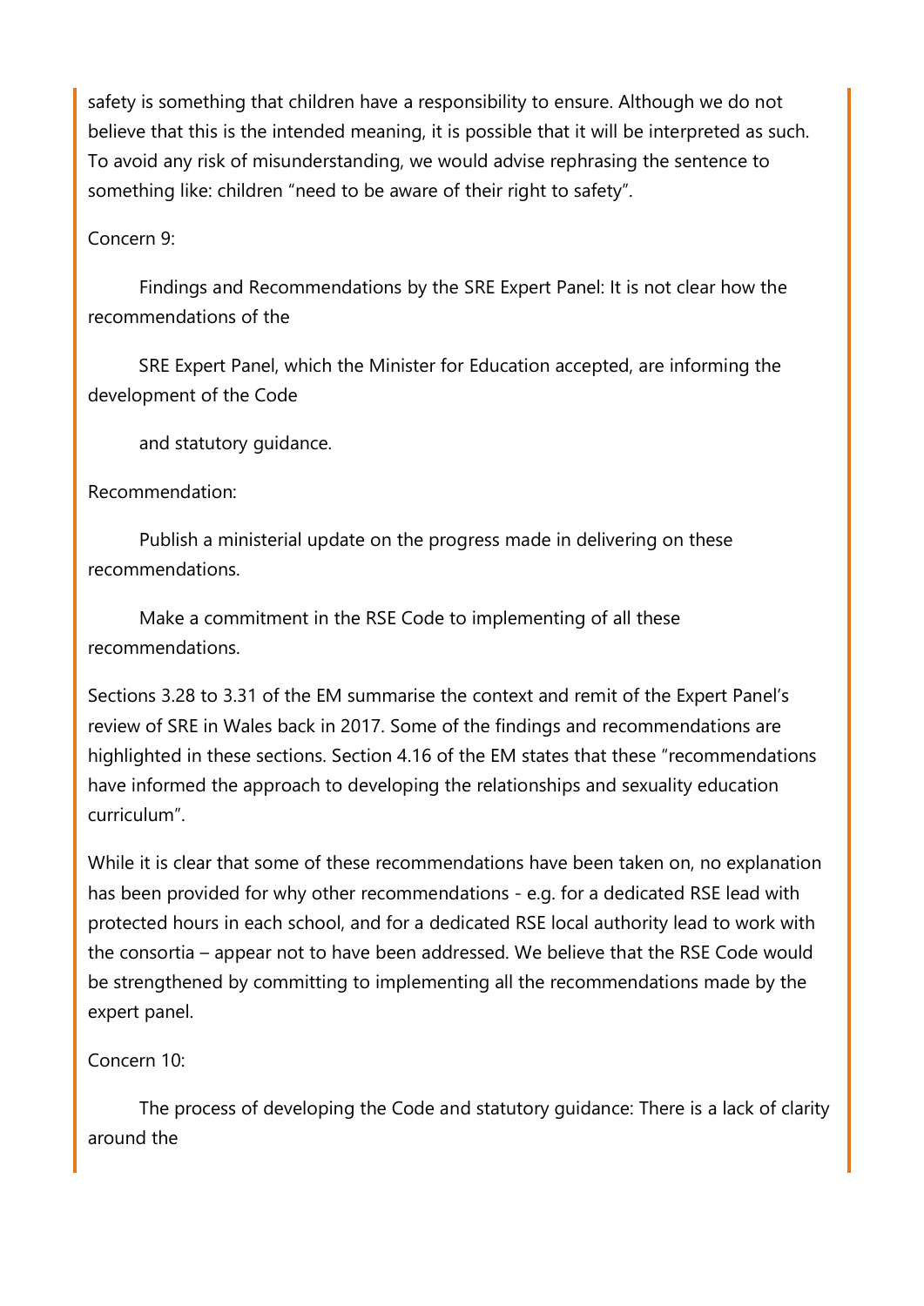safety is something that children have a responsibility to ensure. Although we do not believe that this is the intended meaning, it is possible that it will be interpreted as such. To avoid any risk of misunderstanding, we would advise rephrasing the sentence to something like: children "need to be aware of their right to safety".

Concern 9:

Findings and Recommendations by the SRE Expert Panel: It is not clear how the recommendations of the SRE Expert Panel, which the Minister for Education accepted, are informing the development of the Code and statutory guidance.

Recommendation:

Publish a ministerial update on the progress made in delivering on these recommendations.

Make a commitment in the RSE Code to implementing of all these recommendations.

Sections 3.28 to 3.31 of the EM summarise the context and remit of the Expert Panel's review of SRE in Wales back in 2017. Some of the findings and recommendations are highlighted in these sections. Section 4.16 of the EM states that these "recommendations have informed the approach to developing the relationships and sexuality education curriculum".

While it is clear that some of these recommendations have been taken on, no explanation has been provided for why other recommendations - e.g. for a dedicated RSE lead with protected hours in each school, and for a dedicated RSE local authority lead to work with the consortia – appear not to have been addressed. We believe that the RSE Code would be strengthened by committing to implementing all the recommendations made by the expert panel.

Concern 10:

The process of developing the Code and statutory guidance: There is a lack of clarity around the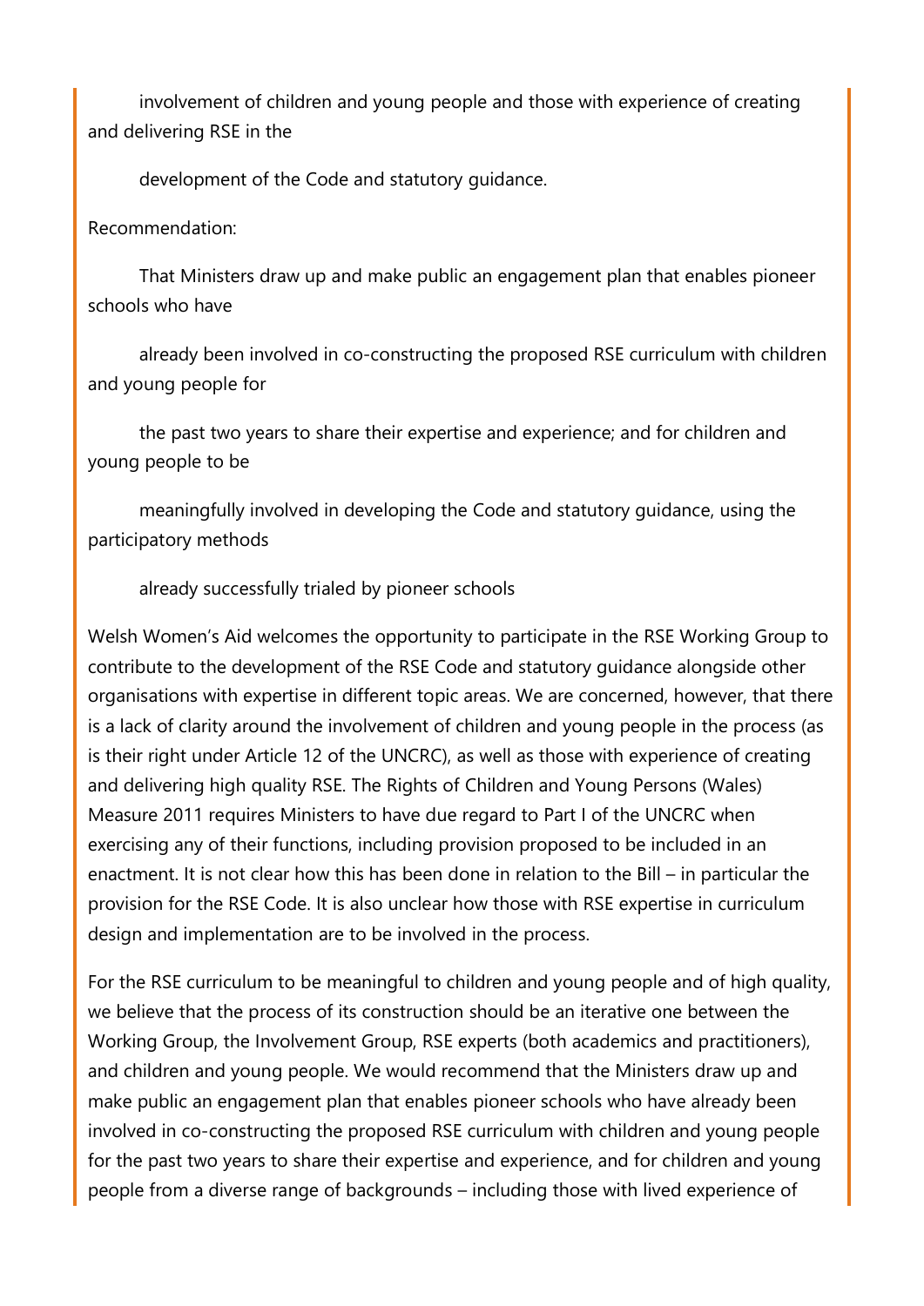involvement of children and young people and those with experience of creating and delivering RSE in the development of the Code and statutory guidance.

Recommendation:

That Ministers draw up and make public an engagement plan that enables pioneer schools who have already been involved in co-constructing the proposed RSE curriculum with children and young people for the past two years to share their expertise and experience; and for children and young people to be meaningfully involved in developing the Code and statutory guidance, using the participatory methods already successfully trialed by pioneer schools

Welsh Women's Aid welcomes the opportunity to participate in the RSE Working Group to contribute to the development of the RSE Code and statutory guidance alongside other organisations with expertise in different topic areas. We are concerned, however, that there is a lack of clarity around the involvement of children and young people in the process (as is their right under Article 12 of the UNCRC), as well as those with experience of creating and delivering high quality RSE. The Rights of Children and Young Persons (Wales) Measure 2011 requires Ministers to have due regard to Part I of the UNCRC when exercising any of their functions, including provision proposed to be included in an enactment. It is not clear how this has been done in relation to the Bill – in particular the provision for the RSE Code. It is also unclear how those with RSE expertise in curriculum design and implementation are to be involved in the process.

For the RSE curriculum to be meaningful to children and young people and of high quality, we believe that the process of its construction should be an iterative one between the Working Group, the Involvement Group, RSE experts (both academics and practitioners), and children and young people. We would recommend that the Ministers draw up and make public an engagement plan that enables pioneer schools who have already been involved in co-constructing the proposed RSE curriculum with children and young people for the past two years to share their expertise and experience, and for children and young people from a diverse range of backgrounds – including those with lived experience of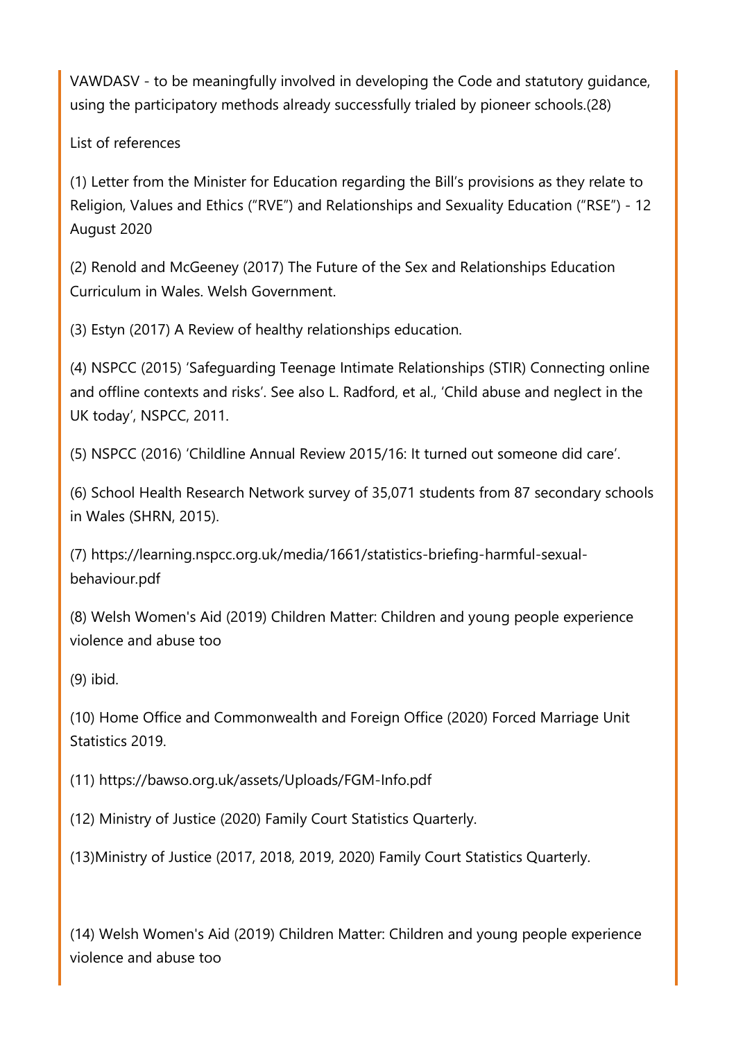VAWDASV - to be meaningfully involved in developing the Code and statutory guidance, using the participatory methods already successfully trialed by pioneer schools.(28)

List of references

(1) Letter from the Minister for Education regarding the Bill's provisions as they relate to Religion, Values and Ethics ("RVE") and Relationships and Sexuality Education ("RSE") - 12 August 2020

(2) Renold and McGeeney (2017) The Future of the Sex and Relationships Education Curriculum in Wales. Welsh Government.

(3) Estyn (2017) A Review of healthy relationships education.

(4) NSPCC (2015) 'Safeguarding Teenage Intimate Relationships (STIR) Connecting online and offline contexts and risks'. See also L. Radford, et al., 'Child abuse and neglect in the UK today', NSPCC, 2011.

(5) NSPCC (2016) 'Childline Annual Review 2015/16: It turned out someone did care'.

(6) School Health Research Network survey of 35,071 students from 87 secondary schools in Wales (SHRN, 2015).

(7) https://learning.nspcc.org.uk/media/1661/statistics-briefing-harmful-sexual-behaviour.pdf

(8) Welsh Women's Aid (2019) Children Matter: Children and young people experience violence and abuse too

(9) ibid.

(10) Home Office and Commonwealth and Foreign Office (2020) Forced Marriage Unit Statistics 2019.

(11) https://bawso.org.uk/assets/Uploads/FGM-Info.pdf

(12) Ministry of Justice (2020) Family Court Statistics Quarterly.

(13)Ministry of Justice (2017, 2018, 2019, 2020) Family Court Statistics Quarterly.

(14) Welsh Women's Aid (2019) Children Matter: Children and young people experience violence and abuse too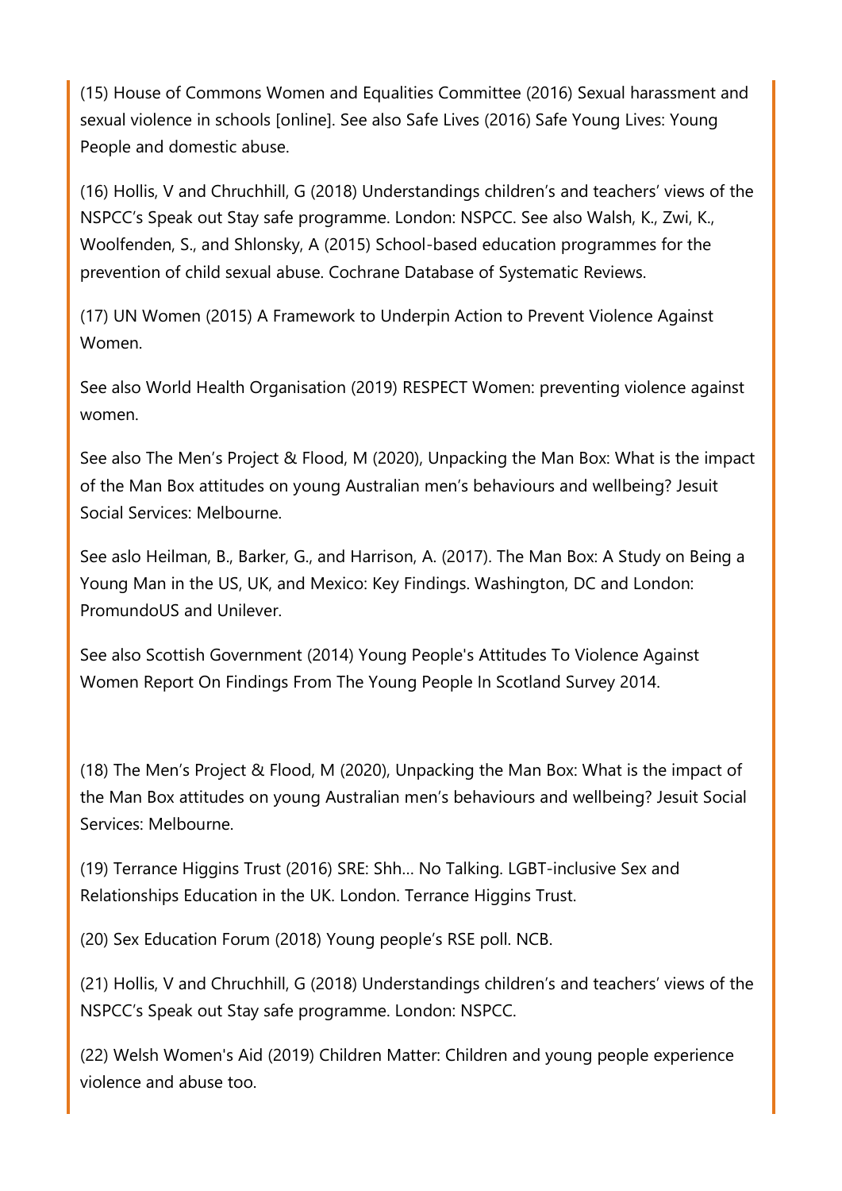(15) House of Commons Women and Equalities Committee (2016) Sexual harassment and sexual violence in schools [online]. See also Safe Lives (2016) Safe Young Lives: Young People and domestic abuse.

(16) Hollis, V and Chruchhill, G (2018) Understandings children's and teachers' views of the NSPCC's Speak out Stay safe programme. London: NSPCC. See also Walsh, K., Zwi, K., Woolfenden, S., and Shlonsky, A (2015) School-based education programmes for the prevention of child sexual abuse. Cochrane Database of Systematic Reviews.

(17) UN Women (2015) A Framework to Underpin Action to Prevent Violence Against Women.

See also World Health Organisation (2019) RESPECT Women: preventing violence against women.

See also The Men's Project & Flood, M (2020), Unpacking the Man Box: What is the impact of the Man Box attitudes on young Australian men's behaviours and wellbeing? Jesuit Social Services: Melbourne.

See aslo Heilman, B., Barker, G., and Harrison, A. (2017). The Man Box: A Study on Being a Young Man in the US, UK, and Mexico: Key Findings. Washington, DC and London: PromundoUS and Unilever.

See also Scottish Government (2014) Young People's Attitudes To Violence Against Women Report On Findings From The Young People In Scotland Survey 2014.

(18) The Men's Project & Flood, M (2020), Unpacking the Man Box: What is the impact of the Man Box attitudes on young Australian men's behaviours and wellbeing? Jesuit Social Services: Melbourne.

(19) Terrance Higgins Trust (2016) SRE: Shh... No Talking. LGBT-inclusive Sex and Relationships Education in the UK. London. Terrance Higgins Trust.

(20) Sex Education Forum (2018) Young people's RSE poll. NCB.

(21) Hollis, V and Chruchhill, G (2018) Understandings children's and teachers' views of the NSPCC's Speak out Stay safe programme. London: NSPCC.

(22) Welsh Women's Aid (2019) Children Matter: Children and young people experience violence and abuse too.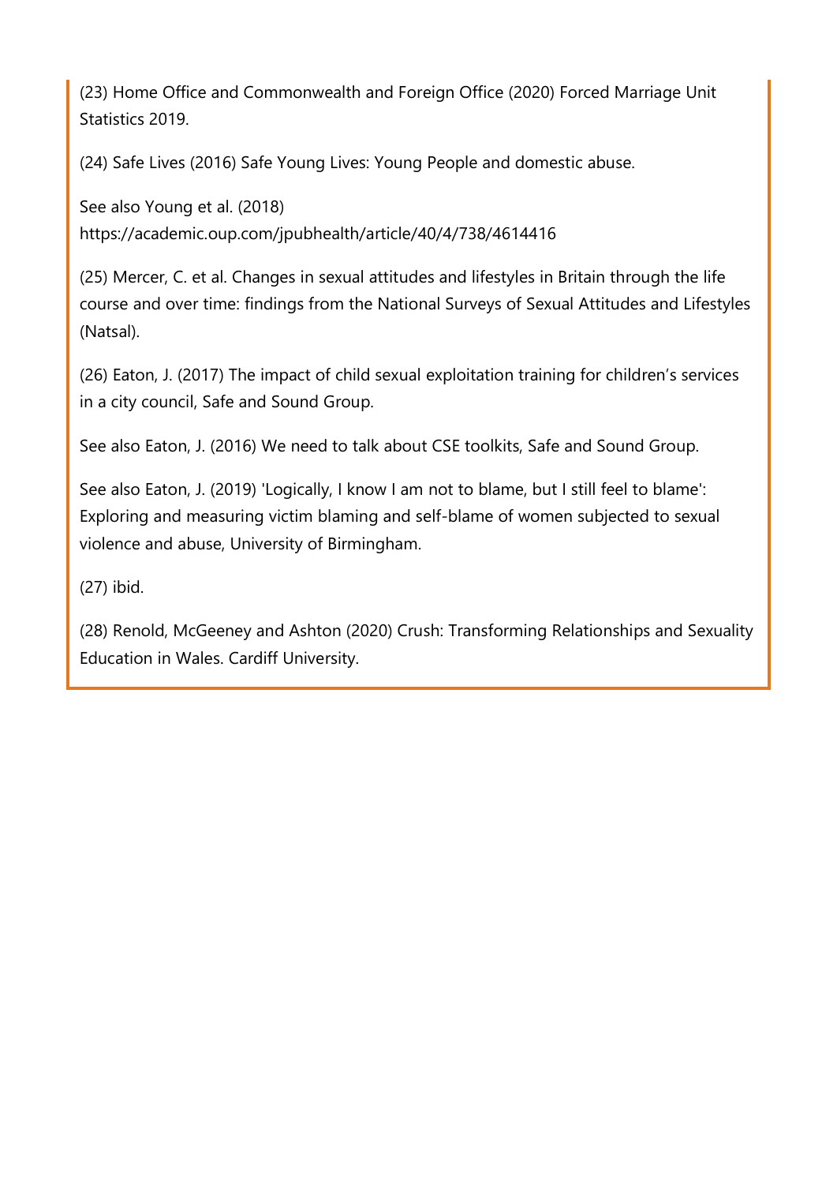(23) Home Office and Commonwealth and Foreign Office (2020) Forced Marriage Unit Statistics 2019.

(24) Safe Lives (2016) Safe Young Lives: Young People and domestic abuse.

See also Young et al. (2018) https://academic.oup.com/jpubhealth/article/40/4/738/4614416

(25) Mercer, C. et al. Changes in sexual attitudes and lifestyles in Britain through the life course and over time: findings from the National Surveys of Sexual Attitudes and Lifestyles (Natsal).

(26) Eaton, J. (2017) The impact of child sexual exploitation training for children's services in a city council, Safe and Sound Group.

See also Eaton, J. (2016) We need to talk about CSE toolkits, Safe and Sound Group.

See also Eaton, J. (2019) 'Logically, I know I am not to blame, but I still feel to blame': Exploring and measuring victim blaming and self-blame of women subjected to sexual violence and abuse, University of Birmingham.

(27) ibid.

(28) Renold, McGeeney and Ashton (2020) Crush: Transforming Relationships and Sexuality Education in Wales. Cardiff University.